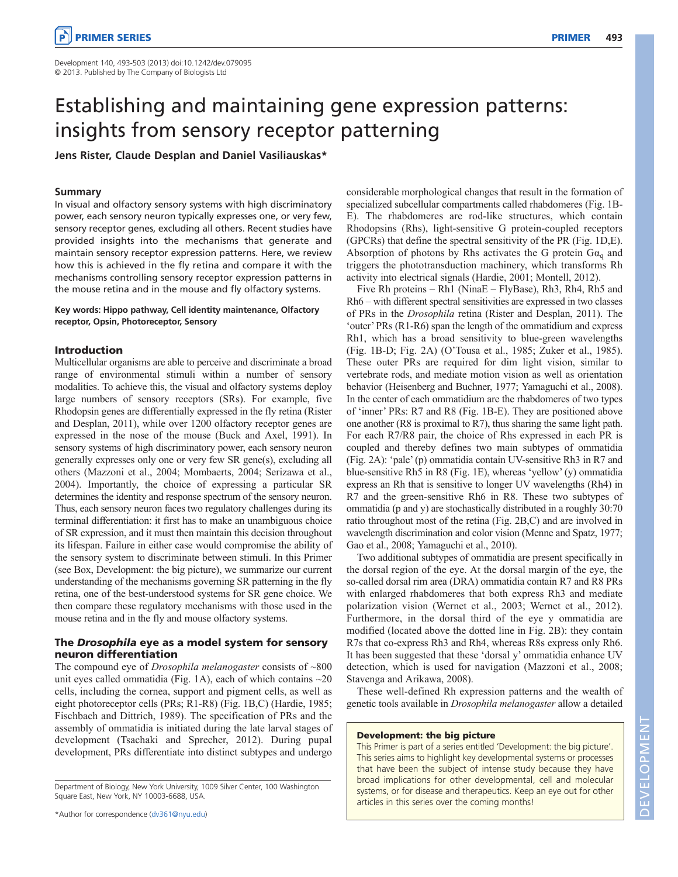Development 140, 493-503 (2013) doi:10.1242/dev.079095
© 2013. Published by The Company of Biologists Ltd

# Establishing and maintaining gene expression patterns: insights from sensory receptor patterning

**Jens Rister, Claude Desplan and Daniel Vasiliauskas***

## Summary

In visual and olfactory sensory systems with high discriminatory power, each sensory neuron typically expresses one, or very few, sensory receptor genes, excluding all others. Recent studies have provided insights into the mechanisms that generate and maintain sensory receptor expression patterns. Here, we review how this is achieved in the fly retina and compare it with the mechanisms controlling sensory receptor expression patterns in the mouse retina and in the mouse and fly olfactory systems.

**Key words: Hippo pathway, Cell identity maintenance, Olfactory receptor, Opsin, Photoreceptor, Sensory**

## Introduction

Multicellular organisms are able to perceive and discriminate a broad range of environmental stimuli within a number of sensory modalities. To achieve this, the visual and olfactory systems deploy large numbers of sensory receptors (SRs). For example, five Rhodopsin genes are differentially expressed in the fly retina (Rister and Desplan, 2011), while over 1200 olfactory receptor genes are expressed in the nose of the mouse (Buck and Axel, 1991). In sensory systems of high discriminatory power, each sensory neuron generally expresses only one or very few SR gene(s), excluding all others (Mazzoni et al., 2004; Mombaerts, 2004; Serizawa et al., 2004). Importantly, the choice of expressing a particular SR determines the identity and response spectrum of the sensory neuron. Thus, each sensory neuron faces two regulatory challenges during its terminal differentiation: it first has to make an unambiguous choice of SR expression, and it must then maintain this decision throughout its lifespan. Failure in either case would compromise the ability of the sensory system to discriminate between stimuli. In this Primer (see Box, Development: the big picture), we summarize our current understanding of the mechanisms governing SR patterning in the fly retina, one of the best-understood systems for SR gene choice. We then compare these regulatory mechanisms with those used in the mouse retina and in the fly and mouse olfactory systems.

## The *Drosophila* eye as a model system for sensory neuron differentiation

The compound eye of *Drosophila melanogaster* consists of ~800 unit eyes called ommatidia (Fig. 1A), each of which contains ~20 cells, including the cornea, support and pigment cells, as well as eight photoreceptor cells (PRs; R1-R8) (Fig. 1B,C) (Hardie, 1985; Fischbach and Dittrich, 1989). The specification of PRs and the assembly of ommatidia is initiated during the late larval stages of development (Tsachaki and Sprecher, 2012). During pupal development, PRs differentiate into distinct subtypes and undergo considerable morphological changes that result in the formation of specialized subcellular compartments called rhabdomeres (Fig. 1B-E). The rhabdomeres are rod-like structures, which contain Rhodopsins (Rhs), light-sensitive G protein-coupled receptors (GPCRs) that define the spectral sensitivity of the PR (Fig. 1D,E). Absorption of photons by Rhs activates the G protein $G\alpha_q$ and triggers the phototransduction machinery, which transforms Rh activity into electrical signals (Hardie, 2001; Montell, 2012).

Five Rh proteins – Rh1 (NinaE – FlyBase), Rh3, Rh4, Rh5 and Rh6 – with different spectral sensitivities are expressed in two classes of PRs in the *Drosophila* retina (Rister and Desplan, 2011). The 'outer' PRs (R1-R6) span the length of the ommatidium and express Rh1, which has a broad sensitivity to blue-green wavelengths (Fig. 1B-D; Fig. 2A) (O'Tousa et al., 1985; Zuker et al., 1985). These outer PRs are required for dim light vision, similar to vertebrate rods, and mediate motion vision as well as orientation behavior (Heisenberg and Buchner, 1977; Yamaguchi et al., 2008). In the center of each ommatidium are the rhabdomeres of two types of 'inner' PRs: R7 and R8 (Fig. 1B-E). They are positioned above one another (R8 is proximal to R7), thus sharing the same light path. For each R7/R8 pair, the choice of Rhs expressed in each PR is coupled and thereby defines two main subtypes of ommatidia (Fig. 2A): 'pale' (p) ommatidia contain UV-sensitive Rh3 in R7 and blue-sensitive Rh5 in R8 (Fig. 1E), whereas 'yellow' (y) ommatidia express an Rh that is sensitive to longer UV wavelengths (Rh4) in R7 and the green-sensitive Rh6 in R8. These two subtypes of ommatidia (p and y) are stochastically distributed in a roughly 30:70 ratio throughout most of the retina (Fig. 2B,C) and are involved in wavelength discrimination and color vision (Menne and Spatz, 1977; Gao et al., 2008; Yamaguchi et al., 2010).

Two additional subtypes of ommatidia are present specifically in the dorsal region of the eye. At the dorsal margin of the eye, the so-called dorsal rim area (DRA) ommatidia contain R7 and R8 PRs with enlarged rhabdomeres that both express Rh3 and mediate polarization vision (Wernet et al., 2003; Wernet et al., 2012). Furthermore, in the dorsal third of the eye y ommatidia are modified (located above the dotted line in Fig. 2B): they contain R7s that co-express Rh3 and Rh4, whereas R8s express only Rh6. It has been suggested that these 'dorsal y' ommatidia enhance UV detection, which is used for navigation (Mazzoni et al., 2008; Stavenga and Arikawa, 2008).

These well-defined Rh expression patterns and the wealth of genetic tools available in *Drosophila melanogaster* allow a detailed

> **Development: the big picture**
>
> This Primer is part of a series entitled 'Development: the big picture'. This series aims to highlight key developmental systems or processes that have been the subject of intense study because they have broad implications for other developmental, cell and molecular systems, or for disease and therapeutics. Keep an eye out for other articles in this series over the coming months!

Department of Biology, New York University, 1009 Silver Center, 100 Washington Square East, New York, NY 10003-6688, USA.

*Author for correspondence (dv361@nyu.edu)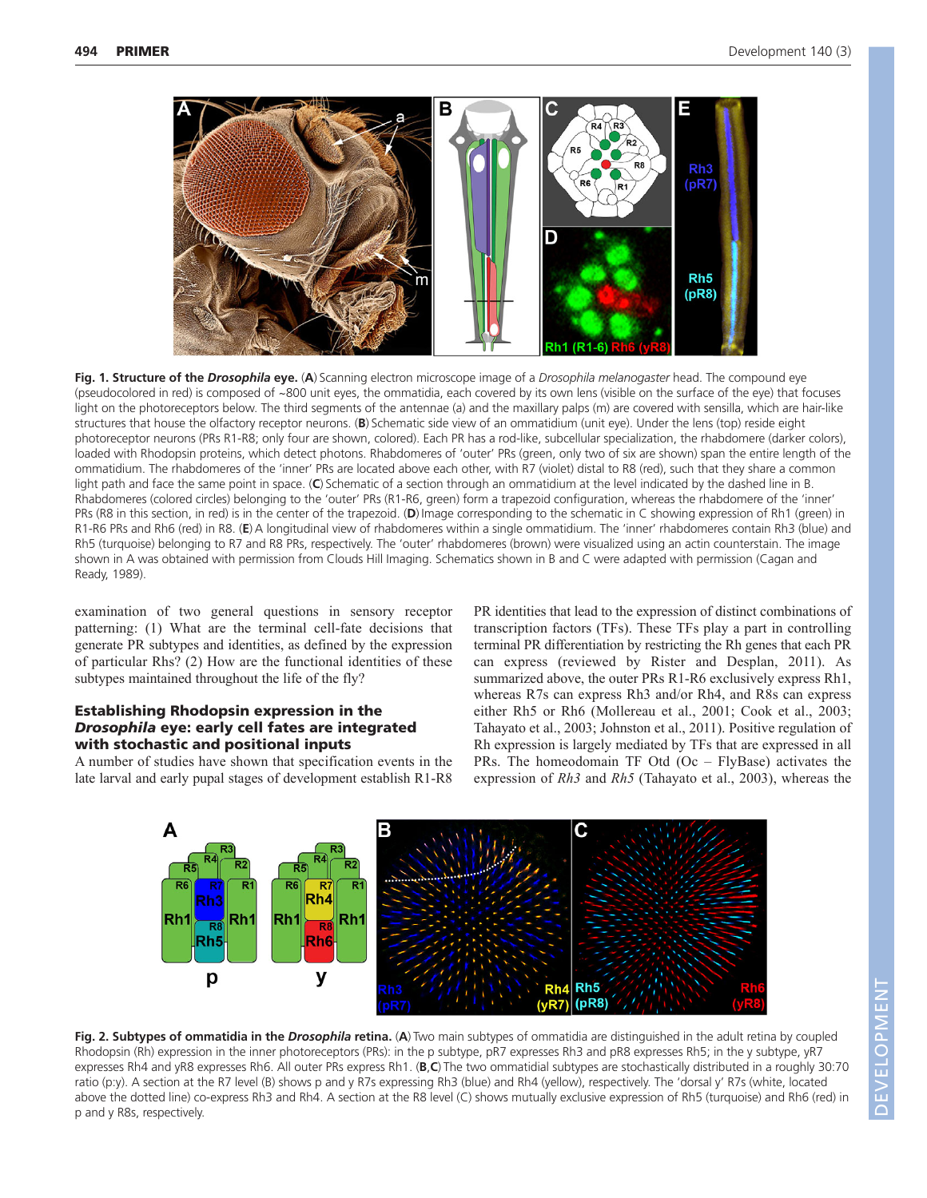**Fig. 1. Structure of the *Drosophila* eye.** (**A**) Scanning electron microscope image of a *Drosophila melanogaster* head. The compound eye (pseudocolored in red) is composed of ~800 unit eyes, the ommatidia, each covered by its own lens (visible on the surface of the eye) that focuses light on the photoreceptors below. The third segments of the antennae (a) and the maxillary palps (m) are covered with sensilla, which are hair-like structures that house the olfactory receptor neurons. (**B**) Schematic side view of an ommatidium (unit eye). Under the lens (top) reside eight photoreceptor neurons (PRs R1-R8; only four are shown, colored). Each PR has a rod-like, subcellular specialization, the rhabdomere (darker colors), loaded with Rhodopsin proteins, which detect photons. Rhabdomeres of 'outer' PRs (green, only two of six are shown) span the entire length of the ommatidium. The rhabdomeres of the 'inner' PRs are located above each other, with R7 (violet) distal to R8 (red), such that they share a common light path and face the same point in space. (**C**) Schematic of a section through an ommatidium at the level indicated by the dashed line in B. Rhabdomeres (colored circles) belonging to the 'outer' PRs (R1-R6) form a trapezoid configuration, whereas the rhabdomere of the 'inner' PRs (R8 in this section, in red) is in the center of the trapezoid. (**D**) Image corresponding to the schematic in C showing expression of Rh1 (green) in R1-R6 PRs and Rh6 (red) in R8. (**E**) A longitudinal view of rhabdomeres within a single ommatidium. The 'inner' rhabdomeres contain Rh3 (blue) and Rh5 (turquoise) belonging to R7 and R8 PRs, respectively. The 'outer' rhabdomeres (brown) were visualized using an actin counterstain. The image shown in A was obtained with permission from Clouds Hill Imaging. Schematics shown in B and C were adapted with permission (Cagan and Ready, 1989).

examination of two general questions in sensory receptor patterning: (1) What are the terminal cell-fate decisions that generate PR subtypes and identities, as defined by the expression of particular Rhs? (2) How are the functional identities of these subtypes maintained throughout the life of the fly?

## Establishing Rhodopsin expression in the *Drosophila* eye: early cell fates are integrated with stochastic and positional inputs

A number of studies have shown that specification events in the late larval and early pupal stages of development establish R1-R8 PR identities that lead to the expression of distinct combinations of transcription factors (TFs). These TFs play a part in controlling terminal PR differentiation by restricting the Rh genes that each PR can express (reviewed by Rister and Desplan, 2011). As summarized above, the outer PRs R1-R6 exclusively express Rh1, whereas R7s can express Rh3 and/or Rh4, and R8s can express either Rh5 or Rh6 (Mollereau et al., 2001; Cook et al., 2003; Tahayato et al., 2003; Johnston et al., 2011). Positive regulation of Rh expression is largely mediated by TFs that are expressed in all PRs. The homeodomain TF Otd (Oc – FlyBase) activates the expression of *Rh3* and *Rh5* (Tahayato et al., 2003), whereas the

**Fig. 2. Subtypes of ommatidia in the *Drosophila* retina.** (**A**) Two main subtypes of ommatidia are distinguished in the adult retina by coupled Rhodopsin (Rh) expression in the inner photoreceptors (PRs): in the p subtype, pR7 expresses Rh3 and pR8 expresses Rh5; in the y subtype, yR7 expresses Rh4 and yR8 expresses Rh6. All outer PRs express Rh1. (**B**,**C**) The two ommatidial subtypes are stochastically distributed in a roughly 30:70 ratio (p:y). A section at the R7 level (B) shows p and y R7s expressing Rh3 (blue) and Rh4 (yellow), respectively. The 'dorsal y' R7s (white, located above the dotted line) co-express Rh3 and Rh4. A section at the R8 level (C) shows mutually exclusive expression of Rh5 (turquoise) and Rh6 (red) in p and y R8s, respectively.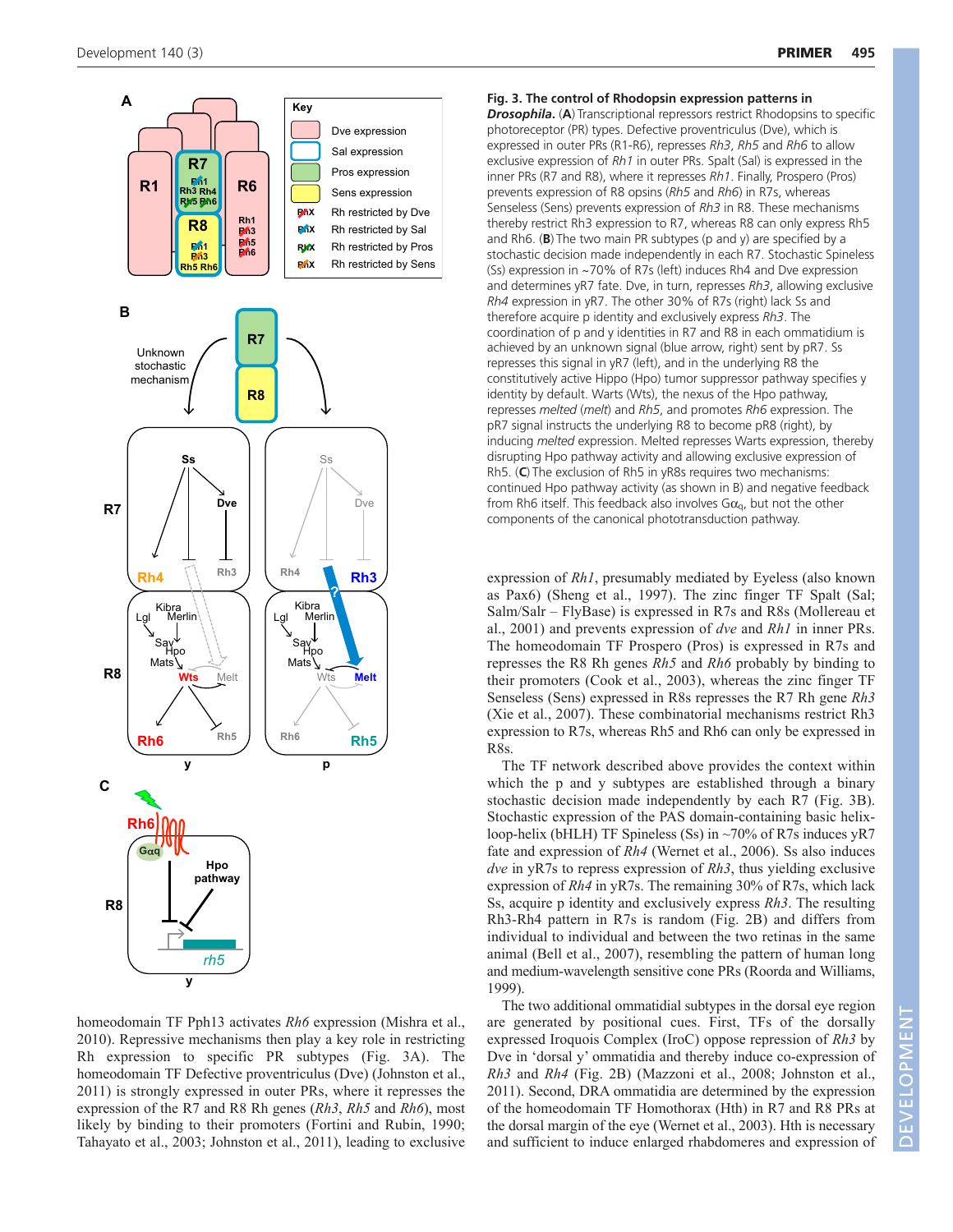**Fig. 3. The control of Rhodopsin expression patterns in *Drosophila*.** (**A**) Transcriptional repressors restrict Rhodopsins to specific photoreceptor (PR) types. Defective proventriculus (Dve), which is expressed in outer PRs (R1-R6), represses *Rh3*, *Rh5* and *Rh6* to allow exclusive expression of *Rh1* in outer PRs. Spalt (Sal) is expressed in the inner PRs (R7 and R8), where it represses *Rh1*. Finally, Prospero (Pros) prevents expression of R8 opsins (*Rh5* and *Rh6*) in R7s, whereas Senseless (Sens) prevents expression of *Rh3* in R8. These mechanisms thereby restrict Rh3 expression to R7, whereas R8 can only express Rh5 and Rh6. (**B**) The two main PR subtypes (p and y) are specified by a stochastic decision made independently in each R7. Stochastic Spineless (Ss) expression in ~70% of R7s (left) induces Rh4 and Dve expression and determines yR7 fate. Dve, in turn, represses *Rh3*, allowing exclusive *Rh4* expression in yR7. The other 30% of R7s (right) lack Ss and therefore acquire p identity and exclusively express *Rh3*. The coordination of p and y identities in R7 and R8 in each ommatidium is achieved by an unknown signal (blue arrow, right) sent by pR7. Ss represses this signal in yR7 (left), and in the underlying R8 the constitutively active Hippo (Hpo) tumor suppressor pathway specifies y identity by default. Warts (Wts), the nexus of the Hpo pathway, represses *melted* (*melt*) and *Rh5*, and promotes *Rh6* expression. The pR7 signal instructs the underlying R8 to become pR8 (right), by inducing *melted* expression. Melted represses Warts expression, thereby disrupting Hpo pathway activity and allowing exclusive expression of Rh5. (**C**) The exclusion of Rh5 in yR8s requires two mechanisms: continued Hpo pathway activity (as shown in B) and negative feedback from Rh6 itself. This feedback also involves $G\alpha_q$, but not the other components of the canonical phototransduction pathway.

homeodomain TF Pph13 activates *Rh6* expression (Mishra et al., 2010). Repressive mechanisms then play a key role in restricting Rh expression to specific PR subtypes (Fig. 3A). The homeodomain TF Defective proventriculus (Dve) (Johnston et al., 2011) is strongly expressed in outer PRs, where it represses the expression of the R7 and R8 Rh genes (*Rh3*, *Rh5* and *Rh6*), most likely by binding to their promoters (Fortini and Rubin, 1990; Tahayato et al., 2003; Johnston et al., 2011), leading to exclusive expression of *Rh1*, presumably mediated by Eyeless (also known as Pax6) (Sheng et al., 1997). The zinc finger TF Spalt (Sal; Salm/Salr – FlyBase) is expressed in R7s and R8s (Mollereau et al., 2001) and prevents expression of *dve* and *Rh1* in inner PRs. The homeodomain TF Prospero (Pros) is expressed in R7s and represses the R8 Rh genes *Rh5* and *Rh6* probably by binding to their promoters (Cook et al., 2003), whereas the zinc finger TF Senseless (Sens) expressed in R8s represses the R7 Rh gene *Rh3* (Xie et al., 2007). These combinatorial mechanisms restrict Rh3 expression to R7s, whereas Rh5 and Rh6 can only be expressed in R8s.

The TF network described above provides the context within which the p and y subtypes are established through a binary stochastic decision made independently by each R7 (Fig. 3B). Stochastic expression of the PAS domain-containing basic helix-loop-helix (bHLH) TF Spineless (Ss) in ~70% of R7s induces yR7 fate and expression of *Rh4* (Wernet et al., 2006). Ss also induces *dve* in yR7s to repress expression of *Rh3*, thus yielding exclusive expression of *Rh4* in yR7s. The remaining 30% of R7s, which lack Ss, acquire p identity and exclusively express *Rh3*. The resulting Rh3-Rh4 pattern in R7s is random (Fig. 2B) and differs from individual to individual and between the two retinas in the same animal (Bell et al., 2007), resembling the pattern of human long and medium-wavelength sensitive cone PRs (Roorda and Williams, 1999).

The two additional ommatidial subtypes in the dorsal eye region are generated by positional cues. First, TFs of the dorsally expressed Iroquois Complex (IroC) oppose repression of *Rh3* by Dve in 'dorsal y' ommatidia and thereby induce co-expression of *Rh3* and *Rh4* (Fig. 2B) (Mazzoni et al., 2008; Johnston et al., 2011). Second, DRA ommatidia are determined by the expression of the homeodomain TF Homothorax (Hth) in R7 and R8 PRs at the dorsal margin of the eye (Wernet et al., 2003). Hth is necessary and sufficient to induce enlarged rhabdomeres and expression of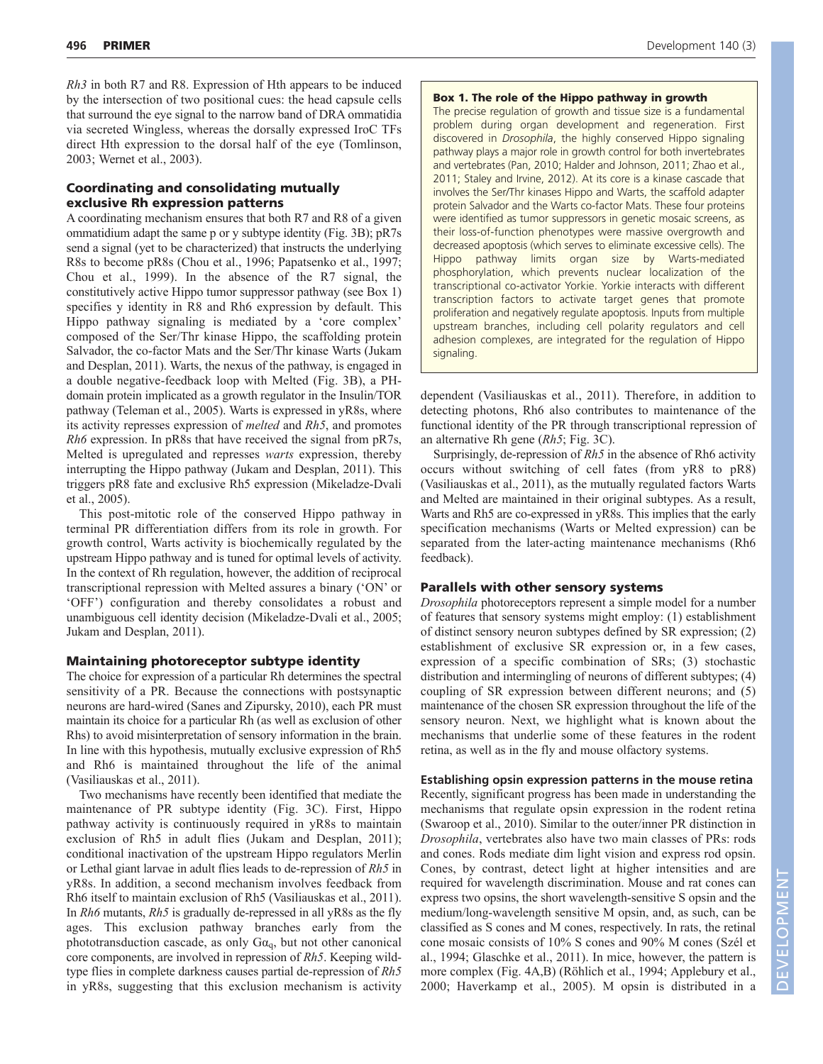*Rh3* in both R7 and R8. Expression of Hth appears to be induced by the intersection of two positional cues: the head capsule cells that surround the eye signal to the narrow band of DRA ommatidia via secreted Wingless, whereas the dorsally expressed IroC TFs direct Hth expression to the dorsal half of the eye (Tomlinson, 2003; Wernet et al., 2003).

### Coordinating and consolidating mutually exclusive Rh expression patterns

A coordinating mechanism ensures that both R7 and R8 of a given ommatidium adapt the same p or y subtype identity (Fig. 3B); pR7s send a signal (yet to be characterized) that instructs the underlying R8s to become pR8s (Chou et al., 1996; Papatsenko et al., 1997; Chou et al., 1999). In the absence of the R7 signal, the constitutively active Hippo tumor suppressor pathway (see Box 1) specifies y identity in R8 and Rh6 expression by default. This Hippo pathway signaling is mediated by a 'core complex' composed of the Ser/Thr kinase Hippo, the scaffolding protein Salvador, the co-factor Mats and the Ser/Thr kinase Warts (Jukam and Desplan, 2011). Warts, the nexus of the pathway, is engaged in a double negative-feedback loop with Melted (Fig. 3B), a PH-domain protein implicated as a growth regulator in the Insulin/TOR pathway (Teleman et al., 2005). Warts is expressed in yR8s, where its activity represses expression of *melted* and *Rh5*, and promotes *Rh6* expression. In pR8s that have received the signal from pR7s, Melted is upregulated and represses *warts* expression, thereby interrupting the Hippo pathway (Jukam and Desplan, 2011). This triggers pR8 fate and exclusive Rh5 expression (Mikeladze-Dvali et al., 2005).

This post-mitotic role of the conserved Hippo pathway in terminal PR differentiation differs from its role in growth. For growth control, Warts activity is biochemically regulated by the upstream Hippo pathway and is tuned for optimal levels of activity. In the context of Rh regulation, however, the addition of reciprocal transcriptional repression with Melted assures a binary ('ON' or 'OFF') configuration and thereby consolidates a robust and unambiguous cell identity decision (Mikeladze-Dvali et al., 2005; Jukam and Desplan, 2011).

### Maintaining photoreceptor subtype identity

The choice for expression of a particular Rh determines the spectral sensitivity of a PR. Because the connections with postsynaptic neurons are hard-wired (Sanes and Zipursky, 2010), each PR must maintain its choice for a particular Rh (as well as exclusion of other Rhs) to avoid misinterpretation of sensory information in the brain. In line with this hypothesis, mutually exclusive expression of Rh5 and Rh6 is maintained throughout the life of the animal (Vasiliauskas et al., 2011).

Two mechanisms have recently been identified that mediate the maintenance of PR subtype identity (Fig. 3C). First, Hippo pathway activity is continuously required in yR8s to maintain exclusion of Rh5 in adult flies (Jukam and Desplan, 2011); conditional inactivation of the upstream Hippo regulators Merlin or Lethal giant larvae in adult flies leads to de-repression of *Rh5* in yR8s. In addition, a second mechanism involves feedback from Rh6 itself to maintain exclusion of Rh5 (Vasiliauskas et al., 2011). In *Rh6* mutants, *Rh5* is gradually de-repressed in all yR8s as the fly ages. This exclusion pathway branches early from the phototransduction cascade, as only $G\alpha_q$, but not other canonical core components, are involved in repression of *Rh5*. Keeping wild-type flies in complete darkness causes partial de-repression of *Rh5* in yR8s, suggesting that this exclusion mechanism is activity dependent (Vasiliauskas et al., 2011). Therefore, in addition to detecting photons, Rh6 also contributes to maintenance of the functional identity of the PR through transcriptional repression of an alternative Rh gene (*Rh5*; Fig. 3C).

Surprisingly, de-repression of *Rh5* in the absence of Rh6 activity occurs without switching of cell fates (from yR8 to pR8) (Vasiliauskas et al., 2011), as the mutually regulated factors Warts and Melted are maintained in their original subtypes. As a result, Warts and Rh5 are co-expressed in yR8s. This implies that the early specification mechanisms (Warts or Melted expression) can be separated from the later-acting maintenance mechanisms (Rh6 feedback).

**Box 1. The role of the Hippo pathway in growth**

The precise regulation of growth and tissue size is a fundamental problem during organ development and regeneration. First discovered in *Drosophila*, the highly conserved Hippo signaling pathway plays a major role in growth control for both invertebrates and vertebrates (Pan, 2010; Halder and Johnson, 2011; Zhao et al., 2011; Staley and Irvine, 2012). At its core is a kinase cascade that involves the Ser/Thr kinases Hippo and Warts, the scaffold adapter protein Salvador and the Warts co-factor Mats. These four proteins were identified as tumor suppressors in genetic mosaic screens, as their loss-of-function phenotypes were massive overgrowth and decreased apoptosis (which serves to eliminate excessive cells). The Hippo pathway limits organ size by Warts-mediated phosphorylation, which prevents nuclear localization of the transcriptional co-activator Yorkie. Yorkie interacts with different transcription factors to activate target genes that promote proliferation and negatively regulate apoptosis. Inputs from multiple upstream branches, including cell polarity regulators and cell adhesion complexes, are integrated for the regulation of Hippo signaling.

## Parallels with other sensory systems

*Drosophila* photoreceptors represent a simple model for a number of features that sensory systems might employ: (1) establishment of distinct sensory neuron subtypes defined by SR expression; (2) establishment of exclusive SR expression or, in a few cases, expression of a specific combination of SRs; (3) stochastic distribution and intermingling of neurons of different subtypes; (4) coupling of SR expression between different neurons; and (5) maintenance of the chosen SR expression throughout the life of the sensory neuron. Next, we highlight what is known about the mechanisms that underlie some of these features in the rodent retina, as well as in the fly and mouse olfactory systems.

#### Establishing opsin expression patterns in the mouse retina

Recently, significant progress has been made in understanding the mechanisms that regulate opsin expression in the rodent retina (Swaroop et al., 2010). Similar to the outer/inner PR distinction in *Drosophila*, vertebrates also have two main classes of PRs: rods and cones. Rods mediate dim light vision and express rod opsin. Cones, by contrast, detect light at higher intensities and are required for wavelength discrimination. Mouse and rat cones can express two opsins, the short wavelength-sensitive S opsin and the medium/long-wavelength sensitive M opsin, and, as such, can be classified as S cones and M cones, respectively. In rats, the retinal cone mosaic consists of 10% S cones and 90% M cones (Szél et al., 1994; Glaschke et al., 2011). In mice, however, the pattern is more complex (Fig. 4A,B) (Röhlich et al., 1994; Applebury et al., 2000; Haverkamp et al., 2005). M opsin is distributed in a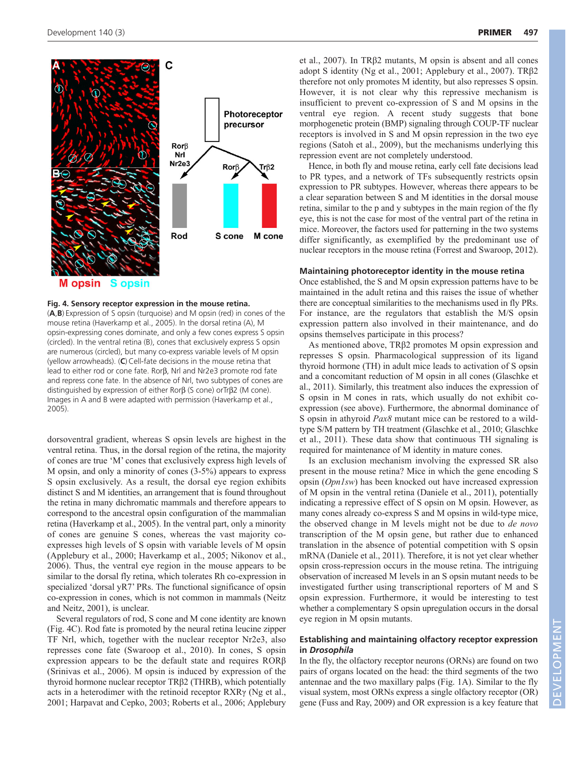Fig. 4. Sensory receptor expression in the mouse retina. (**A**,**B**) Expression of S opsin (turquoise) and M opsin (red) in cones of the mouse retina (Haverkamp et al., 2005). In the dorsal retina (A), M opsin-expressing cones dominate, and only a few cones express S opsin (circled). In the ventral retina (B), cones that exclusively express S opsin are numerous (circled), but many co-express variable levels of M opsin (yellow arrowheads). (**C**) Cell-fate decisions in the mouse retina that lead to either rod or cone fate. Rorβ, Nrl and Nr2e3 promote rod fate and repress cone fate. In the absence of Nrl, two subtypes of cones are distinguished by expression of either Rorβ (S cone) orTrβ2 (M cone). Images in A and B were adapted with permission (Haverkamp et al., 2005).

dorsoventral gradient, whereas S opsin levels are highest in the ventral retina. Thus, in the dorsal region of the retina, the majority of cones are true 'M' cones that exclusively express high levels of M opsin, and only a minority of cones (3-5%) appears to express S opsin exclusively. As a result, the dorsal eye region exhibits distinct S and M identities, an arrangement that is found throughout the retina in many dichromatic mammals and therefore appears to correspond to the ancestral opsin configuration of the mammalian retina (Haverkamp et al., 2005). In the ventral part, only a minority of cones are genuine S cones, whereas the vast majority co-expresses high levels of S opsin with variable levels of M opsin (Applebury et al., 2000; Haverkamp et al., 2005; Nikonov et al., 2006). Thus, the ventral eye region in the mouse appears to be similar to the dorsal fly retina, which tolerates Rh co-expression in specialized 'dorsal yR7' PRs. The functional significance of opsin co-expression in cones, which is not common in mammals (Neitz and Neitz, 2001), is unclear.

Several regulators of rod, S cone and M cone identity are known (Fig. 4C). Rod fate is promoted by the neural retina leucine zipper TF Nrl, which, together with the nuclear receptor Nr2e3, also represses cone fate (Swaroop et al., 2010). In cones, S opsin expression appears to be the default state and requires RORβ (Srinivas et al., 2006). M opsin is induced by expression of the thyroid hormone nuclear receptor TRβ2 (THRB), which potentially acts in a heterodimer with the retinoid receptor RXRγ (Ng et al., 2001; Harpavat and Cepko, 2003; Roberts et al., 2006; Applebury et al., 2007). In TRβ2 mutants, M opsin is absent and all cones adopt S identity (Ng et al., 2001; Applebury et al., 2007). TRβ2 therefore not only promotes M identity, but also represses S opsin. However, it is not clear why this repressive mechanism is insufficient to prevent co-expression of S and M opsins in the ventral eye region. A recent study suggests that bone morphogenetic protein (BMP) signaling through COUP-TF nuclear receptors is involved in S and M opsin repression in the two eye regions (Satoh et al., 2009), but the mechanisms underlying this repression event are not completely understood.

Hence, in both fly and mouse retina, early cell fate decisions lead to PR types, and a network of TFs subsequently restricts opsin expression to PR subtypes. However, whereas there appears to be a clear separation between S and M identities in the dorsal mouse retina, similar to the p and y subtypes in the main region of the fly eye, this is not the case for most of the ventral part of the retina in mice. Moreover, the factors used for patterning in the two systems differ significantly, as exemplified by the predominant use of nuclear receptors in the mouse retina (Forrest and Swaroop, 2012).

### Maintaining photoreceptor identity in the mouse retina

Once established, the S and M opsin expression patterns have to be maintained in the adult retina and this raises the issue of whether there are conceptual similarities to the mechanisms used in fly PRs. For instance, are the regulators that establish the M/S opsin expression pattern also involved in their maintenance, and do opsins themselves participate in this process?

As mentioned above, TRβ2 promotes M opsin expression and represses S opsin. Pharmacological suppression of its ligand thyroid hormone (TH) in adult mice leads to activation of S opsin and a concomitant reduction of M opsin in all cones (Glaschke et al., 2011). Similarly, this treatment also induces the expression of S opsin in M cones in rats, which usually do not exhibit co-expression (see above). Furthermore, the abnormal dominance of S opsin in athyroid *Pax8* mutant mice can be restored to a wild-type S/M pattern by TH treatment (Glaschke et al., 2010; Glaschke et al., 2011). These data show that continuous TH signaling is required for maintenance of M identity in mature cones.

Is an exclusion mechanism involving the expressed SR also present in the mouse retina? Mice in which the gene encoding S opsin (*Opn1sw*) has been knocked out have increased expression of M opsin in the ventral retina (Daniele et al., 2011), potentially indicating a repressive effect of S opsin on M opsin. However, as many cones already co-express S and M opsins in wild-type mice, the observed change in M levels might not be due to *de novo* transcription of the M opsin gene, but rather due to enhanced translation in the absence of potential competition with S opsin mRNA (Daniele et al., 2011). Therefore, it is not yet clear whether opsin cross-repression occurs in the mouse retina. The intriguing observation of increased M levels in an S opsin mutant needs to be investigated further using transcriptional reporters of M and S opsin expression. Furthermore, it would be interesting to test whether a complementary S opsin upregulation occurs in the dorsal eye region in M opsin mutants.

### Establishing and maintaining olfactory receptor expression in *Drosophila*

In the fly, the olfactory receptor neurons (ORNs) are found on two pairs of organs located on the head: the third segments of the two antennae and the two maxillary palps (Fig. 1A). Similar to the fly visual system, most ORNs express a single olfactory receptor (OR) gene (Fuss and Ray, 2009) and OR expression is a key feature that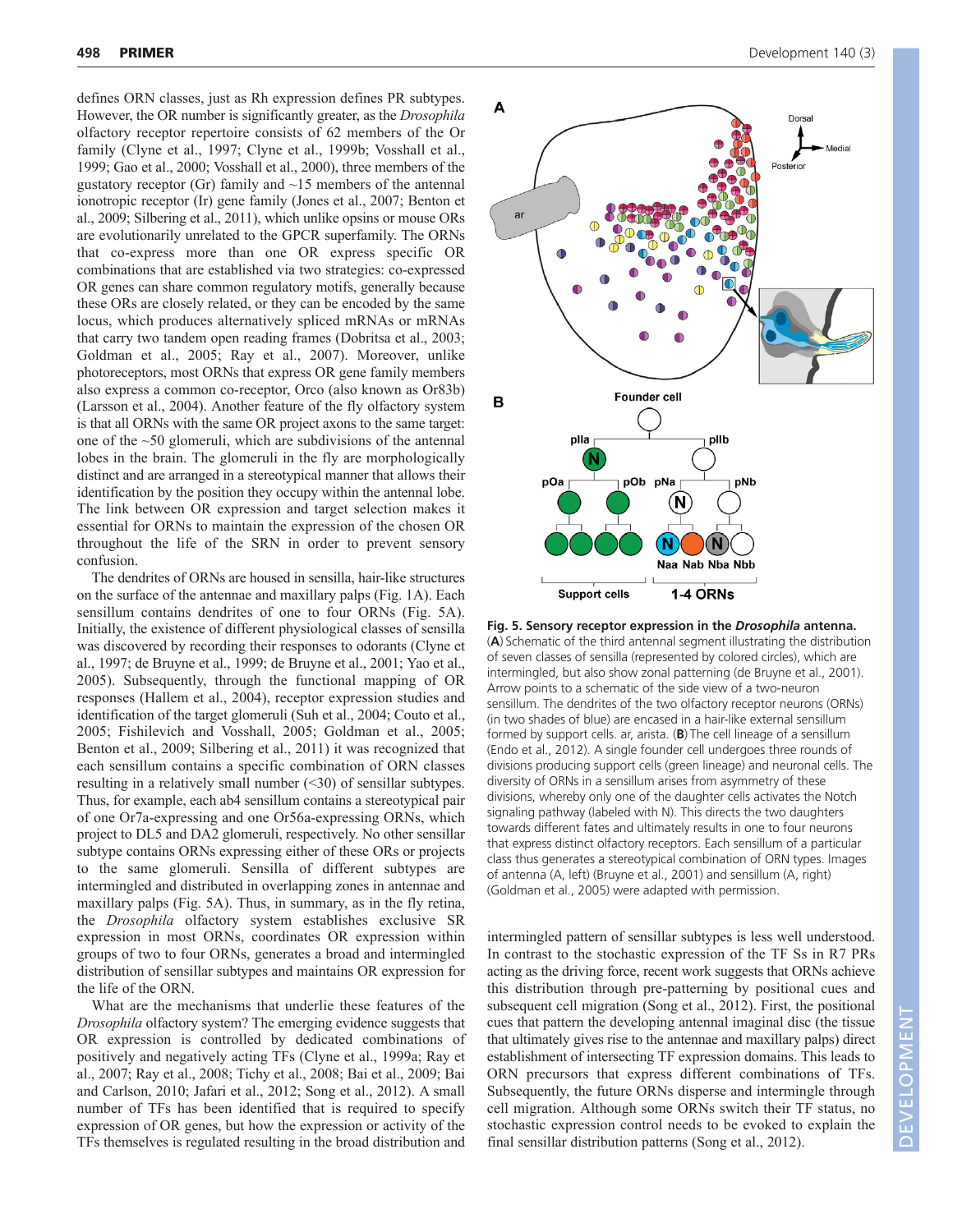defines ORN classes, just as Rh expression defines PR subtypes. However, the OR number is significantly greater, as the *Drosophila* olfactory receptor repertoire consists of 62 members of the Or family (Clyne et al., 1997; Clyne et al., 1999b; Vosshall et al., 1999; Gao et al., 2000; Vosshall et al., 2000), three members of the gustatory receptor (Gr) family and ~15 members of the antennal ionotropic receptor (Ir) gene family (Jones et al., 2007; Benton et al., 2009; Silbering et al., 2011), which unlike opsins or mouse ORs are evolutionarily unrelated to the GPCR superfamily. The ORNs that co-express more than one OR express specific OR combinations that are established via two strategies: co-expressed OR genes can share common regulatory motifs, generally because these ORs are closely related, or they can be encoded by the same locus, which produces alternatively spliced mRNAs or mRNAs that carry two tandem open reading frames (Dobritsa et al., 2003; Goldman et al., 2005; Ray et al., 2007). Moreover, unlike photoreceptors, most ORNs that express OR gene family members also express a common co-receptor, Orco (also known as Or83b) (Larsson et al., 2004). Another feature of the fly olfactory system is that all ORNs with the same OR project axons to the same target: one of the ~50 glomeruli, which are subdivisions of the antennal lobes in the brain. The glomeruli in the fly are morphologically distinct and are arranged in a stereotypical manner that allows their identification by the position they occupy within the antennal lobe. The link between OR expression and target selection makes it essential for ORNs to maintain the expression of the chosen OR throughout the life of the SRN in order to prevent sensory confusion.

The dendrites of ORNs are housed in sensilla, hair-like structures on the surface of the antennae and maxillary palps (Fig. 1A). Each sensillum contains dendrites of one to four ORNs (Fig. 5A). Initially, the existence of different physiological classes of sensilla was discovered by recording their responses to odorants (Clyne et al., 1997; de Bruyne et al., 1999; de Bruyne et al., 2001; Yao et al., 2005). Subsequently, through the functional mapping of OR responses (Hallem et al., 2004), receptor expression studies and identification of the target glomeruli (Suh et al., 2004; Couto et al., 2005; Fishilevich and Vosshall, 2005; Goldman et al., 2005; Benton et al., 2009; Silbering et al., 2011) it was recognized that each sensillum contains a specific combination of ORN classes resulting in a relatively small number (<30) of sensillar subtypes. Thus, for example, each ab4 sensillum contains a stereotypical pair of one Or7a-expressing and one Or56a-expressing ORNs, which project to DL5 and DA2 glomeruli, respectively. No other sensillar subtype contains ORNs expressing either of these ORs or projects to the same glomeruli. Sensilla of different subtypes are intermingled and distributed in overlapping zones in antennae and maxillary palps (Fig. 5A). Thus, in summary, as in the fly retina, the *Drosophila* olfactory system establishes exclusive SR expression in most ORNs, coordinates OR expression within groups of two to four ORNs, generates a broad and intermingled distribution of sensillar subtypes and maintains OR expression for the life of the ORN.

What are the mechanisms that underlie these features of the *Drosophila* olfactory system? The emerging evidence suggests that OR expression is controlled by dedicated combinations of positively and negatively acting TFs (Clyne et al., 1999a; Ray et al., 2007; Ray et al., 2008; Tichy et al., 2008; Bai et al., 2009; Bai and Carlson, 2010; Jafari et al., 2012; Song et al., 2012). A small number of TFs has been identified that is required to specify expression of OR genes, but how the expression or activity of the TFs themselves is regulated resulting in the broad distribution and intermingled pattern of sensillar subtypes is less well understood. In contrast to the stochastic expression of the TF Ss in R7 PRs acting as the driving force, recent work suggests that ORNs achieve this distribution through pre-patterning by positional cues and subsequent cell migration (Song et al., 2012). First, the positional cues that pattern the developing antennal imaginal disc (the tissue that ultimately gives rise to the antennae and maxillary palps) direct establishment of intersecting TF expression domains. This leads to ORN precursors that express different combinations of TFs. Subsequently, the future ORNs disperse and intermingle through cell migration. Although some ORNs switch their TF status, no stochastic expression control needs to be evoked to explain the final sensillar distribution patterns (Song et al., 2012).

**Fig. 5. Sensory receptor expression in the *Drosophila* antenna.** (**A**) Schematic of the third antennal segment illustrating the distribution of seven classes of sensilla (represented by colored circles), which are intermingled, but also show zonal patterning (de Bruyne et al., 2001). Arrow points to a schematic of the side view of a two-neuron sensillum. The dendrites of the two olfactory receptor neurons (ORNs) (in two shades of blue) are encased in a hair-like external sensillum formed by support cells. ar, arista. (**B**) The cell lineage of a sensillum (Endo et al., 2012). A single founder cell undergoes three rounds of divisions producing support cells (green lineage) and neuronal cells. The diversity of ORNs in a sensillum arises from asymmetry of these divisions, whereby only one of the daughter cells activates the Notch signaling pathway (labeled with N). This directs the two daughters towards different fates and ultimately results in one to four neurons that express distinct olfactory receptors. Each sensillum of a particular class thus generates a stereotypical combination of ORN types. Images of antenna (A, left) (Bruyne et al., 2001) and sensillum (A, right) (Goldman et al., 2005) were adapted with permission.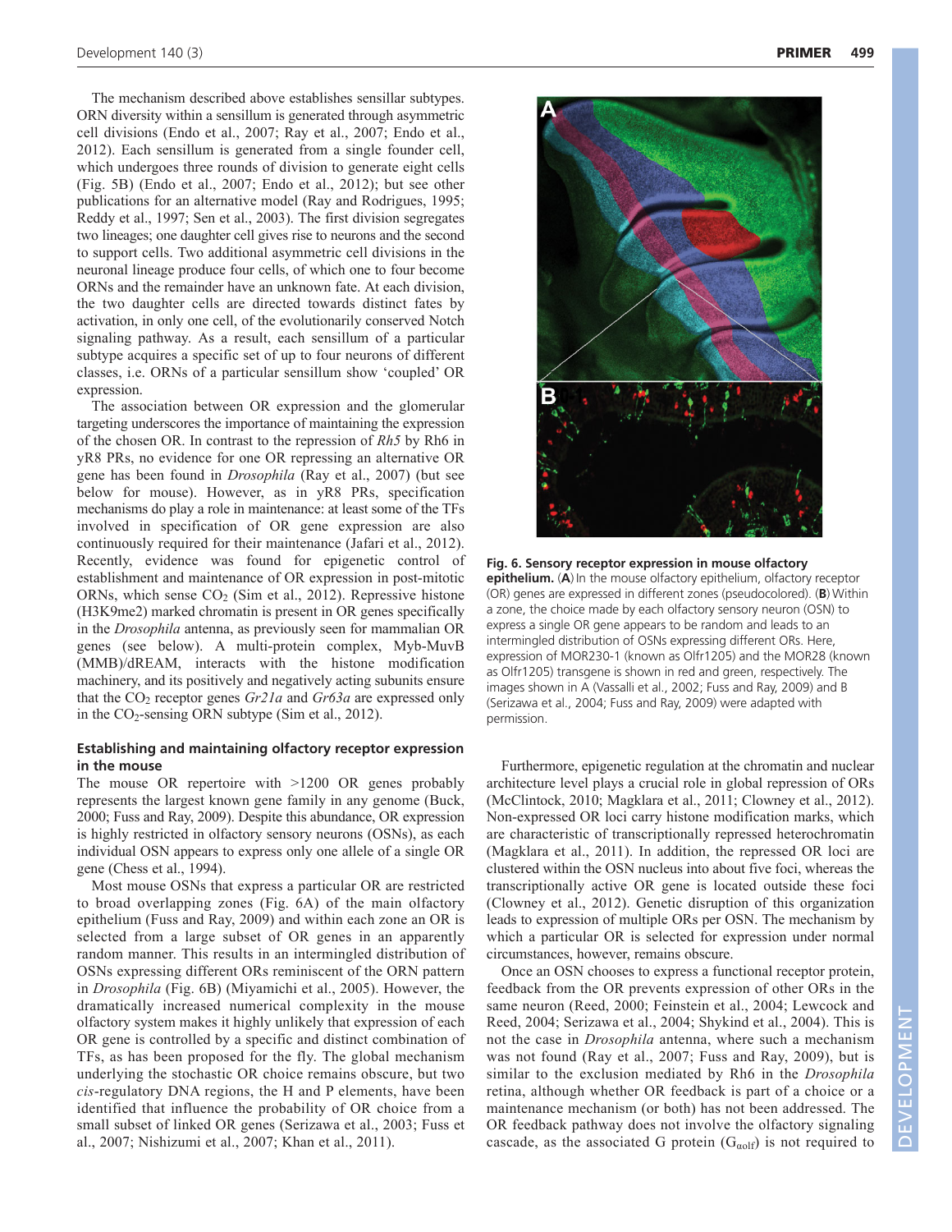The mechanism described above establishes sensillar subtypes. ORN diversity within a sensillum is generated through asymmetric cell divisions (Endo et al., 2007; Ray et al., 2007; Endo et al., 2012). Each sensillum is generated from a single founder cell, which undergoes three rounds of division to generate eight cells (Fig. 5B) (Endo et al., 2007; Endo et al., 2012); but see other publications for an alternative model (Ray and Rodrigues, 1995; Reddy et al., 1997; Sen et al., 2003). The first division segregates two lineages; one daughter cell gives rise to neurons and the second to support cells. Two additional asymmetric cell divisions in the neuronal lineage produce four cells, of which one to four become ORNs and the remainder have an unknown fate. At each division, the two daughter cells are directed towards distinct fates by activation, in only one cell, of the evolutionarily conserved Notch signaling pathway. As a result, each sensillum of a particular subtype acquires a specific set of up to four neurons of different classes, i.e. ORNs of a particular sensillum show 'coupled' OR expression.

The association between OR expression and the glomerular targeting underscores the importance of maintaining the expression of the chosen OR. In contrast to the repression of *Rh5* by Rh6 in yR8 PRs, no evidence for one OR repressing an alternative OR gene has been found in *Drosophila* (Ray et al., 2007) (but see below for mouse). However, as in yR8 PRs, specification mechanisms do play a role in maintenance: at least some of the TFs involved in specification of OR gene expression are also continuously required for their maintenance (Jafari et al., 2012). Recently, evidence was found for epigenetic control of establishment and maintenance of OR expression in post-mitotic ORNs, which sense $CO_2$ (Sim et al., 2012). Repressive histone (H3K9me2) marked chromatin is present in OR genes specifically in the *Drosophila* antenna, as previously seen for mammalian OR genes (see below). A multi-protein complex, Myb-MuvB (MMB)/dREAM, interacts with the histone modification machinery, and its positively and negatively acting subunits ensure that the $CO_2$ receptor genes *Gr21a* and *Gr63a* are expressed only in the $CO_2$-sensing ORN subtype (Sim et al., 2012).

## Establishing and maintaining olfactory receptor expression in the mouse

The mouse OR repertoire with >1200 OR genes probably represents the largest known gene family in any genome (Buck, 2000; Fuss and Ray, 2009). Despite this abundance, OR expression is highly restricted in olfactory sensory neurons (OSNs), as each individual OSN appears to express only one allele of a single OR gene (Chess et al., 1994).

Most mouse OSNs that express a particular OR are restricted to broad overlapping zones (Fig. 6A) of the main olfactory epithelium (Fuss and Ray, 2009) and within each zone an OR is selected from a large subset of OR genes in an apparently random manner. This results in an intermingled distribution of OSNs expressing different ORs reminiscent of the ORN pattern in *Drosophila* (Fig. 6B) (Miyamichi et al., 2005). However, the dramatically increased numerical complexity in the mouse olfactory system makes it highly unlikely that expression of each OR gene is controlled by a specific and distinct combination of TFs, as has been proposed for the fly. The global mechanism underlying the stochastic OR choice remains obscure, but two *cis*-regulatory DNA regions, the H and P elements, have been identified that influence the probability of OR choice from a small subset of linked OR genes (Serizawa et al., 2003; Fuss et al., 2007; Nishizumi et al., 2007; Khan et al., 2011).

**Fig. 6. Sensory receptor expression in mouse olfactory epithelium.** (**A**) In the mouse olfactory epithelium, olfactory receptor (OR) genes are expressed in different zones (pseudocolored). (**B**) Within a zone, the choice made by each olfactory sensory neuron (OSN) to express a single OR gene appears to be random and leads to an intermingled distribution of OSNs expressing different ORs. Here, expression of MOR230-1 (known as Olfr1205) and the MOR28 (known as Olfr1205) transgene is shown in red and green, respectively. The images shown in A (Vassalli et al., 2002; Fuss and Ray, 2009) and B (Serizawa et al., 2004; Fuss and Ray, 2009) were adapted with permission.

Furthermore, epigenetic regulation at the chromatin and nuclear architecture level plays a crucial role in global repression of ORs (McClintock, 2010; Magklara et al., 2011; Clowney et al., 2012). Non-expressed OR loci carry histone modification marks, which are characteristic of transcriptionally repressed heterochromatin (Magklara et al., 2011). In addition, the repressed OR loci are clustered within the OSN nucleus into about five foci, whereas the transcriptionally active OR gene is located outside these foci (Clowney et al., 2012). Genetic disruption of this organization leads to expression of multiple ORs per OSN. The mechanism by which a particular OR is selected for expression under normal circumstances, however, remains obscure.

Once an OSN chooses to express a functional receptor protein, feedback from the OR prevents expression of other ORs in the same neuron (Reed, 2000; Feinstein et al., 2004; Lewcock and Reed, 2004; Serizawa et al., 2004; Shykind et al., 2004). This is not the case in *Drosophila* antenna, where such a mechanism was not found (Ray et al., 2007; Fuss and Ray, 2009), but is similar to the exclusion mediated by Rh6 in the *Drosophila* retina, although whether OR feedback is part of a choice or a maintenance mechanism (or both) has not been addressed. The OR feedback pathway does not involve the olfactory signaling cascade, as the associated G protein ($G_{\alpha olf}$) is not required to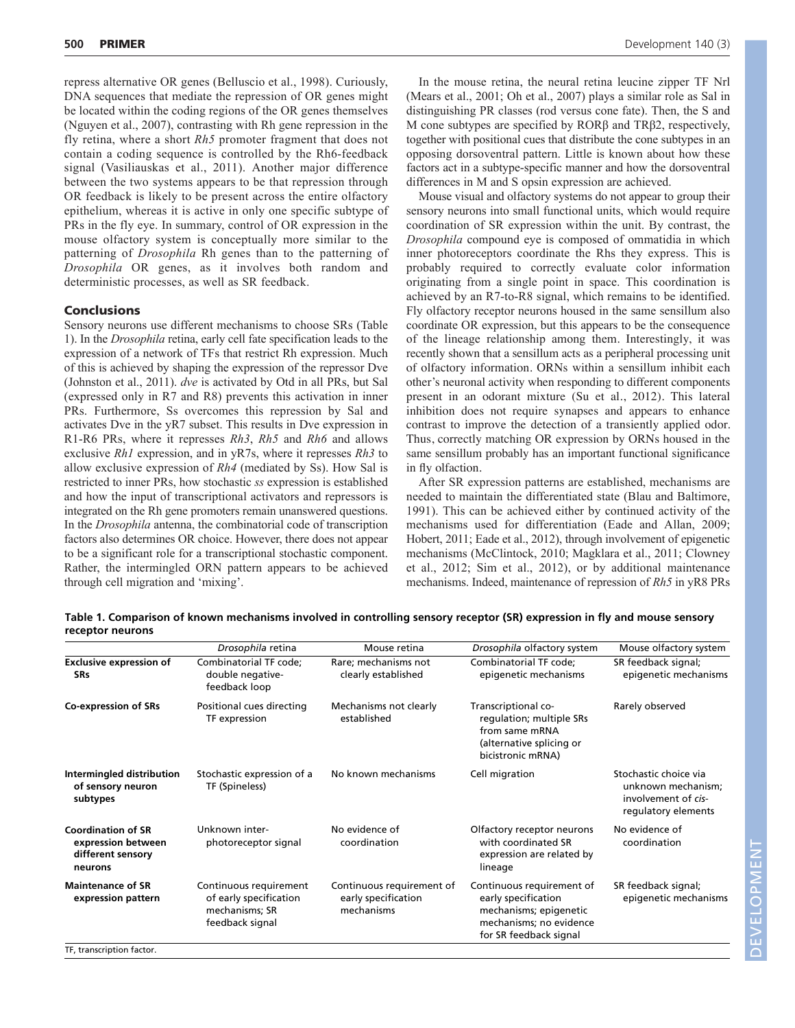repress alternative OR genes (Belluscio et al., 1998). Curiously, DNA sequences that mediate the repression of OR genes might be located within the coding regions of the OR genes themselves (Nguyen et al., 2007), contrasting with Rh gene repression in the fly retina, where a short *Rh5* promoter fragment that does not contain a coding sequence is controlled by the Rh6-feedback signal (Vasiliauskas et al., 2011). Another major difference between the two systems appears to be that repression through OR feedback is likely to be present across the entire olfactory epithelium, whereas it is active in only one specific subtype of PRs in the fly eye. In summary, control of OR expression in the mouse olfactory system is conceptually more similar to the patterning of *Drosophila* Rh genes than to the patterning of *Drosophila* OR genes, as it involves both random and deterministic processes, as well as SR feedback.

## Conclusions

Sensory neurons use different mechanisms to choose SRs (Table 1). In the *Drosophila* retina, early cell fate specification leads to the expression of a network of TFs that restrict Rh expression. Much of this is achieved by shaping the expression of the repressor Dve (Johnston et al., 2011). *dve* is activated by Otd in all PRs, but Sal (expressed only in R7 and R8) prevents this activation in inner PRs. Furthermore, Ss overcomes this repression by Sal and activates Dve in the yR7 subset. This results in Dve expression in R1-R6 PRs, where it represses *Rh3*, *Rh5* and *Rh6* and allows exclusive *Rh1* expression, and in yR7s, where it represses *Rh3* to allow exclusive expression of *Rh4* (mediated by Ss). How Sal is restricted to inner PRs, how stochastic *ss* expression is established and how the input of transcriptional activators and repressors is integrated on the Rh gene promoters remain unanswered questions. In the *Drosophila* antenna, the combinatorial code of transcription factors also determines OR choice. However, there does not appear to be a significant role for a transcriptional stochastic component. Rather, the intermingled ORN pattern appears to be achieved through cell migration and 'mixing'.

In the mouse retina, the neural retina leucine zipper TF Nrl (Mears et al., 2001; Oh et al., 2007) plays a similar role as Sal in distinguishing PR classes (rod versus cone fate). Then, the S and M cone subtypes are specified by RORβ and TRβ2, respectively, together with positional cues that distribute the cone subtypes in an opposing dorsoventral pattern. Little is known about how these factors act in a subtype-specific manner and how the dorsoventral differences in M and S opsin expression are achieved.

Mouse visual and olfactory systems do not appear to group their sensory neurons into small functional units, which would require coordination of SR expression within the unit. By contrast, the *Drosophila* compound eye is composed of ommatidia in which inner photoreceptors coordinate the Rhs they express. This is probably required to correctly evaluate color information originating from a single point in space. This coordination is achieved by an R7-to-R8 signal, which remains to be identified. Fly olfactory receptor neurons housed in the same sensillum also coordinate OR expression, but this appears to be the consequence of the lineage relationship among them. Interestingly, it was recently shown that a sensillum acts as a peripheral processing unit of olfactory information. ORNs within a sensillum inhibit each other's neuronal activity when responding to different components present in an odorant mixture (Su et al., 2012). This lateral inhibition does not require synapses and appears to enhance contrast to improve the detection of a transiently applied odor. Thus, correctly matching OR expression by ORNs housed in the same sensillum probably has an important functional significance in fly olfaction.

After SR expression patterns are established, mechanisms are needed to maintain the differentiated state (Blau and Baltimore, 1991). This can be achieved either by continued activity of the mechanisms used for differentiation (Eade and Allan, 2009; Hobert, 2011; Eade et al., 2012), through involvement of epigenetic mechanisms (McClintock, 2010; Magklara et al., 2011; Clowney et al., 2012; Sim et al., 2012), or by additional maintenance mechanisms. Indeed, maintenance of repression of *Rh5* in yR8 PRs

**Table 1. Comparison of known mechanisms involved in controlling sensory receptor (SR) expression in fly and mouse sensory receptor neurons**

| | *Drosophila* retina | Mouse retina | *Drosophila* olfactory system | Mouse olfactory system |
|---|---|---|---|---|
| **Exclusive expression of SRs** | Combinatorial TF code; double negative-feedback loop | Rare; mechanisms not clearly established | Combinatorial TF code; epigenetic mechanisms | SR feedback signal; epigenetic mechanisms |
| **Co-expression of SRs** | Positional cues directing TF expression | Mechanisms not clearly established | Transcriptional co-regulation; multiple SRs from same mRNA (alternative splicing or bicistronic mRNA) | Rarely observed |
| **Intermingled distribution of sensory neuron subtypes** | Stochastic expression of a TF (Spineless) | No known mechanisms | Cell migration | Stochastic choice via unknown mechanism; involvement of *cis*-regulatory elements |
| **Coordination of SR expression between different sensory neurons** | Unknown inter-photoreceptor signal | No evidence of coordination | Olfactory receptor neurons with coordinated SR expression are related by lineage | No evidence of coordination |
| **Maintenance of SR expression pattern** | Continuous requirement of early specification mechanisms; SR feedback signal | Continuous requirement of early specification mechanisms | Continuous requirement of early specification mechanisms; epigenetic mechanisms; no evidence for SR feedback signal | SR feedback signal; epigenetic mechanisms |

TF, transcription factor.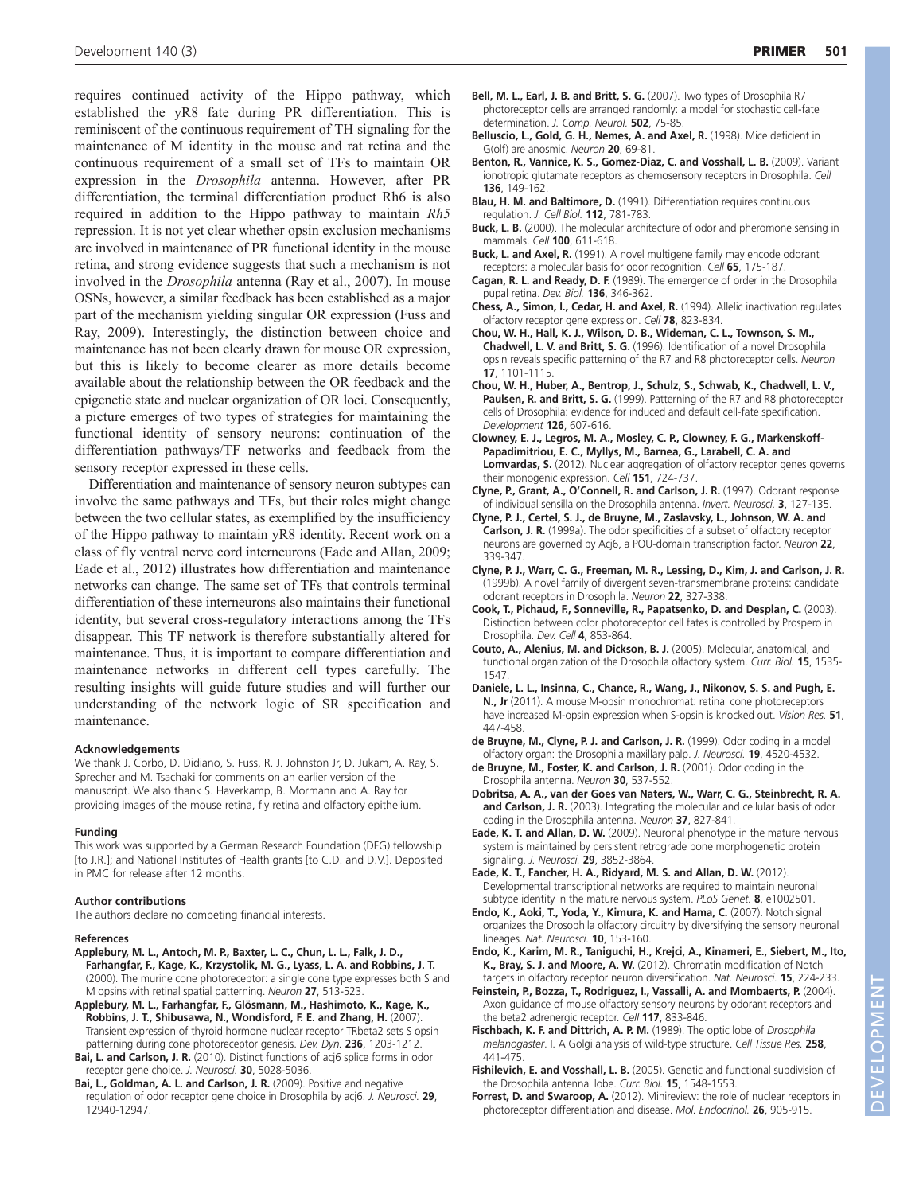requires continued activity of the Hippo pathway, which established the yR8 fate during PR differentiation. This is reminiscent of the continuous requirement of TH signaling for the maintenance of M identity in the mouse and rat retina and the continuous requirement of a small set of TFs to maintain OR expression in the *Drosophila* antenna. However, after PR differentiation, the terminal differentiation product Rh6 is also required in addition to the Hippo pathway to maintain *Rh5* repression. It is not yet clear whether opsin exclusion mechanisms are involved in maintenance of PR functional identity in the mouse retina, and strong evidence suggests that such a mechanism is not involved in the *Drosophila* antenna (Ray et al., 2007). In mouse OSNs, however, a similar feedback has been established as a major part of the mechanism yielding singular OR expression (Fuss and Ray, 2009). Interestingly, the distinction between choice and maintenance has not been clearly drawn for mouse OR expression, but this is likely to become clearer as more details become available about the relationship between the OR feedback and the epigenetic state and nuclear organization of OR loci. Consequently, a picture emerges of two types of strategies for maintaining the functional identity of sensory neurons: continuation of the differentiation pathways/TF networks and feedback from the sensory receptor expressed in these cells.

Differentiation and maintenance of sensory neuron subtypes can involve the same pathways and TFs, but their roles might change between the two cellular states, as exemplified by the insufficiency of the Hippo pathway to maintain yR8 identity. Recent work on a class of fly ventral nerve cord interneurons (Eade and Allan, 2009; Eade et al., 2012) illustrates how differentiation and maintenance networks can change. The same set of TFs that controls terminal differentiation of these interneurons also maintains their functional identity, but several cross-regulatory interactions among the TFs disappear. This TF network is therefore substantially altered for maintenance. Thus, it is important to compare differentiation and maintenance networks in different cell types carefully. The resulting insights will guide future studies and will further our understanding of the network logic of SR specification and maintenance.

#### Acknowledgements

We thank J. Corbo, D. Didiano, S. Fuss, R. J. Johnston Jr, D. Jukam, A. Ray, S. Sprecher and M. Tsachaki for comments on an earlier version of the manuscript. We also thank S. Haverkamp, B. Mormann and A. Ray for providing images of the mouse retina, fly retina and olfactory epithelium.

#### Funding

This work was supported by a German Research Foundation (DFG) fellowship [to J.R.]; and National Institutes of Health grants [to C.D. and D.V.]. Deposited in PMC for release after 12 months.

#### Author contributions

The authors declare no competing financial interests.

#### References

**Applebury, M. L., Antoch, M. P., Baxter, L. C., Chun, L. L., Falk, J. D., Farhangfar, F., Kage, K., Krzystolik, M. G., Lyass, L. A. and Robbins, J. T.** (2000). The murine cone photoreceptor: a single cone type expresses both S and M opsins with retinal spatial patterning. *Neuron* **27**, 513-523.

**Applebury, M. L., Farhangfar, F., Glösmann, M., Hashimoto, K., Kage, K., Robbins, J. T., Shibusawa, N., Wondisford, F. E. and Zhang, H.** (2007). Transient expression of thyroid hormone nuclear receptor TRbeta2 sets S opsin patterning during cone photoreceptor genesis. *Dev. Dyn.* **236**, 1203-1212.

**Bai, L. and Carlson, J. R.** (2010). Distinct functions of acj6 splice forms in odor receptor gene choice. *J. Neurosci.* **30**, 5028-5036.

**Bai, L., Goldman, A. L. and Carlson, J. R.** (2009). Positive and negative regulation of odor receptor gene choice in Drosophila by acj6. *J. Neurosci.* **29**, 12940-12947.

**Bell, M. L., Earl, J. B. and Britt, S. G.** (2007). Two types of Drosophila R7 photoreceptor cells are arranged randomly: a model for stochastic cell-fate determination. *J. Comp. Neurol.* **502**, 75-85.

**Belluscio, L., Gold, G. H., Nemes, A. and Axel, R.** (1998). Mice deficient in G(olf) are anosmic. *Neuron* **20**, 69-81.

**Benton, R., Vannice, K. S., Gomez-Diaz, C. and Vosshall, L. B.** (2009). Variant ionotropic glutamate receptors as chemosensory receptors in Drosophila. *Cell* **136**, 149-162.

**Blau, H. M. and Baltimore, D.** (1991). Differentiation requires continuous regulation. *J. Cell Biol.* **112**, 781-783.

**Buck, L. B.** (2000). The molecular architecture of odor and pheromone sensing in mammals. *Cell* **100**, 611-618.

**Buck, L. and Axel, R.** (1991). A novel multigene family may encode odorant receptors: a molecular basis for odor recognition. *Cell* **65**, 175-187.

**Cagan, R. L. and Ready, D. F.** (1989). The emergence of order in the Drosophila pupal retina. *Dev. Biol.* **136**, 346-362.

**Chess, A., Simon, I., Cedar, H. and Axel, R.** (1994). Allelic inactivation regulates olfactory receptor gene expression. *Cell* **78**, 823-834.

**Chou, W. H., Hall, K. J., Wilson, D. B., Wideman, C. L., Townson, S. M., Chadwell, L. V. and Britt, S. G.** (1996). Identification of a novel Drosophila opsin reveals specific patterning of the R7 and R8 photoreceptor cells. *Neuron* **17**, 1101-1115.

**Chou, W. H., Huber, A., Bentrop, J., Schulz, S., Schwab, K., Chadwell, L. V., Paulsen, R. and Britt, S. G.** (1999). Patterning of the R7 and R8 photoreceptor cells of Drosophila: evidence for induced and default cell-fate specification. *Development* **126**, 607-616.

**Clowney, E. J., Legros, M. A., Mosley, C. P., Clowney, F. G., Markenskoff-Papadimitriou, E. C., Myllys, M., Barnea, G., Larabell, C. A. and Lomvardas, S.** (2012). Nuclear aggregation of olfactory receptor genes governs their monogenic expression. *Cell* **151**, 724-737.

**Clyne, P., Grant, A., O'Connell, R. and Carlson, J. R.** (1997). Odorant response of individual sensilla on the Drosophila antenna. *Invert. Neurosci.* **3**, 127-135.

**Clyne, P. J., Certel, S. J., de Bruyne, M., Zaslavsky, L., Johnson, W. A. and Carlson, J. R.** (1999a). The odor specificities of a subset of olfactory receptor neurons are governed by Acj6, a POU-domain transcription factor. *Neuron* **22**, 339-347.

**Clyne, P. J., Warr, C. G., Freeman, M. R., Lessing, D., Kim, J. and Carlson, J. R.** (1999b). A novel family of divergent seven-transmembrane proteins: candidate odorant receptors in Drosophila. *Neuron* **22**, 327-338.

**Cook, T., Pichaud, F., Sonneville, R., Papatsenko, D. and Desplan, C.** (2003). Distinction between color photoreceptor cell fates is controlled by Prospero in Drosophila. *Dev. Cell* **4**, 853-864.

**Couto, A., Alenius, M. and Dickson, B. J.** (2005). Molecular, anatomical, and functional organization of the Drosophila olfactory system. *Curr. Biol.* **15**, 1535-1547.

**Daniele, L. L., Insinna, C., Chance, R., Wang, J., Nikonov, S. S. and Pugh, E. N., Jr** (2011). A mouse M-opsin monochromat: retinal cone photoreceptors have increased M-opsin expression when S-opsin is knocked out. *Vision Res.* **51**, 447-458.

**de Bruyne, M., Clyne, P. J. and Carlson, J. R.** (1999). Odor coding in a model olfactory organ: the Drosophila maxillary palp. *J. Neurosci.* **19**, 4520-4532.

**de Bruyne, M., Foster, K. and Carlson, J. R.** (2001). Odor coding in the Drosophila antenna. *Neuron* **30**, 537-552.

**Dobritsa, A. A., van der Goes van Naters, W., Warr, C. G., Steinbrecht, R. A. and Carlson, J. R.** (2003). Integrating the molecular and cellular basis of odor coding in the Drosophila antenna. *Neuron* **37**, 827-841.

**Eade, K. T. and Allan, D. W.** (2009). Neuronal phenotype in the mature nervous system is maintained by persistent retrograde bone morphogenetic protein signaling. *J. Neurosci.* **29**, 3852-3864.

**Eade, K. T., Fancher, H. A., Ridyard, M. S. and Allan, D. W.** (2012). Developmental transcriptional networks are required to maintain neuronal subtype identity in the mature nervous system. *PLoS Genet.* **8**, e1002501.

**Endo, K., Aoki, T., Yoda, Y., Kimura, K. and Hama, C.** (2007). Notch signal organizes the Drosophila olfactory circuitry by diversifying the sensory neuronal lineages. *Nat. Neurosci.* **10**, 153-160.

**Endo, K., Karim, M. R., Taniguchi, H., Krejci, A., Kinameri, E., Siebert, M., Ito, K., Bray, S. J. and Moore, A. W.** (2012). Chromatin modification of Notch targets in olfactory receptor neuron diversification. *Nat. Neurosci.* **15**, 224-233.

**Feinstein, P., Bozza, T., Rodriguez, I., Vassalli, A. and Mombaerts, P.** (2004). Axon guidance of mouse olfactory sensory neurons by odorant receptors and the beta2 adrenergic receptor. *Cell* **117**, 833-846.

**Fischbach, K. F. and Dittrich, A. P. M.** (1989). The optic lobe of *Drosophila melanogaster*. I. A Golgi analysis of wild-type structure. *Cell Tissue Res.* **258**, 441-475.

**Fishilevich, E. and Vosshall, L. B.** (2005). Genetic and functional subdivision of the Drosophila antennal lobe. *Curr. Biol.* **15**, 1548-1553.

**Forrest, D. and Swaroop, A.** (2012). Minireview: the role of nuclear receptors in photoreceptor differentiation and disease. *Mol. Endocrinol.* **26**, 905-915.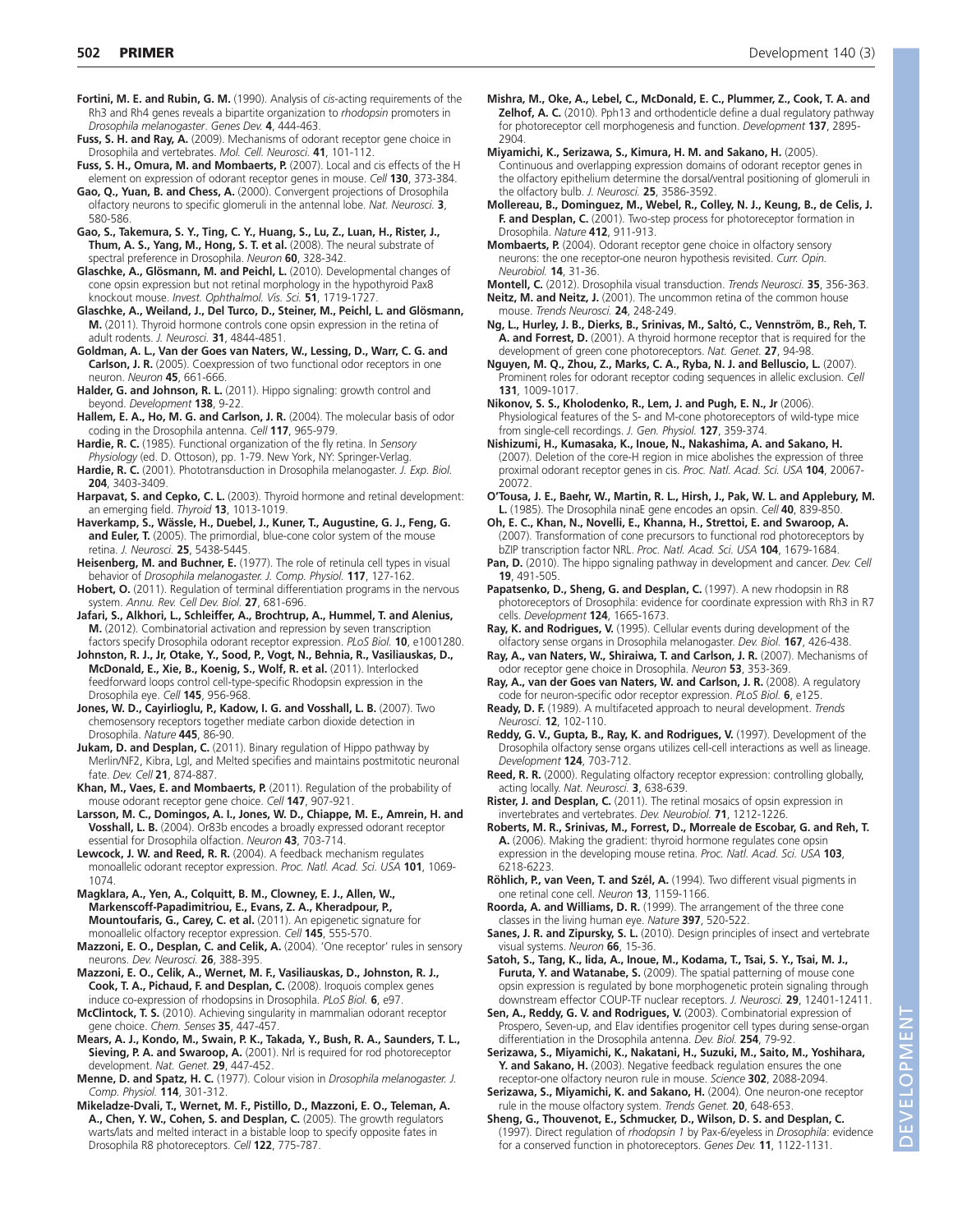**Fortini, M. E. and Rubin, G. M.** (1990). Analysis of *cis*-acting requirements of the Rh3 and Rh4 genes reveals a bipartite organization to *rhodopsin* promoters in *Drosophila melanogaster*. *Genes Dev.* **4**, 444-463.

**Fuss, S. H. and Ray, A.** (2009). Mechanisms of odorant receptor gene choice in Drosophila and vertebrates. *Mol. Cell. Neurosci.* **41**, 101-112.

**Fuss, S. H., Omura, M. and Mombaerts, P.** (2007). Local and cis effects of the H element on expression of odorant receptor genes in mouse. *Cell* **130**, 373-384.

**Gao, Q., Yuan, B. and Chess, A.** (2000). Convergent projections of Drosophila olfactory neurons to specific glomeruli in the antennal lobe. *Nat. Neurosci.* **3**, 580-586.

**Gao, S., Takemura, S. Y., Ting, C. Y., Huang, S., Lu, Z., Luan, H., Rister, J., Thum, A. S., Yang, M., Hong, S. T. et al.** (2008). The neural substrate of spectral preference in Drosophila. *Neuron* **60**, 328-342.

**Glaschke, A., Glösmann, M. and Peichl, L.** (2010). Developmental changes of cone opsin expression but not retinal morphology in the hypothyroid Pax8 knockout mouse. *Invest. Ophthalmol. Vis. Sci.* **51**, 1719-1727.

**Glaschke, A., Weiland, J., Del Turco, D., Steiner, M., Peichl, L. and Glösmann, M.** (2011). Thyroid hormone controls cone opsin expression in the retina of adult rodents. *J. Neurosci.* **31**, 4844-4851.

**Goldman, A. L., Van der Goes van Naters, W., Lessing, D., Warr, C. G. and Carlson, J. R.** (2005). Coexpression of two functional odor receptors in one neuron. *Neuron* **45**, 661-666.

**Halder, G. and Johnson, R. L.** (2011). Hippo signaling: growth control and beyond. *Development* **138**, 9-22.

**Hallem, E. A., Ho, M. G. and Carlson, J. R.** (2004). The molecular basis of odor coding in the Drosophila antenna. *Cell* **117**, 965-979.

**Hardie, R. C.** (1985). Functional organization of the fly retina. In *Sensory Physiology* (ed. D. Ottoson), pp. 1-79. New York, NY: Springer-Verlag.

**Hardie, R. C.** (2001). Phototransduction in Drosophila melanogaster. *J. Exp. Biol.* **204**, 3403-3409.

**Harpavat, S. and Cepko, C. L.** (2003). Thyroid hormone and retinal development: an emerging field. *Thyroid* **13**, 1013-1019.

**Haverkamp, S., Wässle, H., Duebel, J., Kuner, T., Augustine, G. J., Feng, G. and Euler, T.** (2005). The primordial, blue-cone color system of the mouse retina. *J. Neurosci.* **25**, 5438-5445.

**Heisenberg, M. and Buchner, E.** (1977). The role of retinula cell types in visual behavior of *Drosophila melanogaster*. *J. Comp. Physiol.* **117**, 127-162.

**Hobert, O.** (2011). Regulation of terminal differentiation programs in the nervous system. *Annu. Rev. Cell Dev. Biol.* **27**, 681-696.

**Jafari, S., Alkhori, L., Schleiffer, A., Brochtrup, A., Hummel, T. and Alenius, M.** (2012). Combinatorial activation and repression by seven transcription factors specify Drosophila odorant receptor expression. *PLoS Biol.* **10**, e1001280.

**Johnston, R. J., Jr, Otake, Y., Sood, P., Vogt, N., Behnia, R., Vasiliauskas, D., McDonald, E., Xie, B., Koenig, S., Wolf, R. et al.** (2011). Interlocked feedforward loops control cell-type-specific Rhodopsin expression in the Drosophila eye. *Cell* **145**, 956-968.

**Jones, W. D., Cayirlioglu, P., Kadow, I. G. and Vosshall, L. B.** (2007). Two chemosensory receptors together mediate carbon dioxide detection in Drosophila. *Nature* **445**, 86-90.

**Jukam, D. and Desplan, C.** (2011). Binary regulation of Hippo pathway by Merlin/NF2, Kibra, Lgl, and Melted specifies and maintains postmitotic neuronal fate. *Dev. Cell* **21**, 874-887.

**Khan, M., Vaes, E. and Mombaerts, P.** (2011). Regulation of the probability of mouse odorant receptor gene choice. *Cell* **147**, 907-921.

**Larsson, M. C., Domingos, A. I., Jones, W. D., Chiappe, M. E., Amrein, H. and Vosshall, L. B.** (2004). Or83b encodes a broadly expressed odorant receptor essential for Drosophila olfaction. *Neuron* **43**, 703-714.

**Lewcock, J. W. and Reed, R. R.** (2004). A feedback mechanism regulates monoallelic odorant receptor expression. *Proc. Natl. Acad. Sci. USA* **101**, 1069-1074.

**Magklara, A., Yen, A., Colquitt, B. M., Clowney, E. J., Allen, W., Markenscoff-Papadimitriou, E., Evans, Z. A., Kheradpour, P., Mountoufaris, G., Carey, C. et al.** (2011). An epigenetic signature for monoallelic olfactory receptor expression. *Cell* **145**, 555-570.

**Mazzoni, E. O., Desplan, C. and Celik, A.** (2004). 'One receptor' rules in sensory neurons. *Dev. Neurosci.* **26**, 388-395.

**Mazzoni, E. O., Celik, A., Wernet, M. F., Vasiliauskas, D., Johnston, R. J., Cook, T. A., Pichaud, F. and Desplan, C.** (2008). Iroquois complex genes induce co-expression of rhodopsins in Drosophila. *PLoS Biol.* **6**, e97.

**McClintock, T. S.** (2010). Achieving singularity in mammalian odorant receptor gene choice. *Chem. Senses* **35**, 447-457.

**Mears, A. J., Kondo, M., Swain, P. K., Takada, Y., Bush, R. A., Saunders, T. L., Sieving, P. A. and Swaroop, A.** (2001). Nrl is required for rod photoreceptor development. *Nat. Genet.* **29**, 447-452.

**Menne, D. and Spatz, H. C.** (1977). Colour vision in *Drosophila melanogaster*. *J. Comp. Physiol.* **114**, 301-312.

**Mikeladze-Dvali, T., Wernet, M. F., Pistillo, D., Mazzoni, E. O., Teleman, A. A., Chen, Y. W., Cohen, S. and Desplan, C.** (2005). The growth regulators warts/lats and melted interact in a bistable loop to specify opposite fates in Drosophila R8 photoreceptors. *Cell* **122**, 775-787.

**Mishra, M., Oke, A., Lebel, C., McDonald, E. C., Plummer, Z., Cook, T. A. and Zelhof, A. C.** (2010). Pph13 and orthodenticle define a dual regulatory pathway for photoreceptor cell morphogenesis and function. *Development* **137**, 2895-2904.

**Miyamichi, K., Serizawa, S., Kimura, H. M. and Sakano, H.** (2005). Continuous and overlapping expression domains of odorant receptor genes in the olfactory epithelium determine the dorsal/ventral positioning of glomeruli in the olfactory bulb. *J. Neurosci.* **25**, 3586-3592.

**Mollereau, B., Dominguez, M., Webel, R., Colley, N. J., Keung, B., de Celis, J. F. and Desplan, C.** (2001). Two-step process for photoreceptor formation in Drosophila. *Nature* **412**, 911-913.

**Mombaerts, P.** (2004). Odorant receptor gene choice in olfactory sensory neurons: the one receptor-one neuron hypothesis revisited. *Curr. Opin. Neurobiol.* **14**, 31-36.

**Montell, C.** (2012). Drosophila visual transduction. *Trends Neurosci.* **35**, 356-363.

**Neitz, M. and Neitz, J.** (2001). The uncommon retina of the common house mouse. *Trends Neurosci.* **24**, 248-249.

**Ng, L., Hurley, J. B., Dierks, B., Srinivas, M., Saltó, C., Vennström, B., Reh, T. A. and Forrest, D.** (2001). A thyroid hormone receptor that is required for the development of green cone photoreceptors. *Nat. Genet.* **27**, 94-98.

**Nguyen, M. Q., Zhou, Z., Marks, C. A., Ryba, N. J. and Belluscio, L.** (2007). Prominent roles for odorant receptor coding sequences in allelic exclusion. *Cell* **131**, 1009-1017.

**Nikonov, S. S., Kholodenko, R., Lem, J. and Pugh, E. N., Jr** (2006). Physiological features of the S- and M-cone photoreceptors of wild-type mice from single-cell recordings. *J. Gen. Physiol.* **127**, 359-374.

**Nishizumi, H., Kumasaka, K., Inoue, N., Nakashima, A. and Sakano, H.** (2007). Deletion of the core-H region in mice abolishes the expression of three proximal odorant receptor genes in cis. *Proc. Natl. Acad. Sci. USA* **104**, 20067-20072.

**O'Tousa, J. E., Baehr, W., Martin, R. L., Hirsh, J., Pak, W. L. and Applebury, M. L.** (1985). The Drosophila ninaE gene encodes an opsin. *Cell* **40**, 839-850.

**Oh, E. C., Khan, N., Novelli, E., Khanna, H., Strettoi, E. and Swaroop, A.** (2007). Transformation of cone precursors to functional rod photoreceptors by bZIP transcription factor NRL. *Proc. Natl. Acad. Sci. USA* **104**, 1679-1684.

**Pan, D.** (2010). The hippo signaling pathway in development and cancer. *Dev. Cell* **19**, 491-505.

**Papatsenko, D., Sheng, G. and Desplan, C.** (1997). A new rhodopsin in R8 photoreceptors of Drosophila: evidence for coordinate expression with Rh3 in R7 cells. *Development* **124**, 1665-1673.

**Ray, K. and Rodrigues, V.** (1995). Cellular events during development of the olfactory sense organs in Drosophila melanogaster. *Dev. Biol.* **167**, 426-438.

**Ray, A., van Naters, W., Shiraiwa, T. and Carlson, J. R.** (2007). Mechanisms of odor receptor gene choice in Drosophila. *Neuron* **53**, 353-369.

**Ray, A., van der Goes van Naters, W. and Carlson, J. R.** (2008). A regulatory code for neuron-specific odor receptor expression. *PLoS Biol.* **6**, e125.

**Ready, D. F.** (1989). A multifaceted approach to neural development. *Trends Neurosci.* **12**, 102-110.

**Reddy, G. V., Gupta, B., Ray, K. and Rodrigues, V.** (1997). Development of the Drosophila olfactory sense organs utilizes cell-cell interactions as well as lineage. *Development* **124**, 703-712.

**Reed, R. R.** (2000). Regulating olfactory receptor expression: controlling globally, acting locally. *Nat. Neurosci.* **3**, 638-639.

**Rister, J. and Desplan, C.** (2011). The retinal mosaics of opsin expression in invertebrates and vertebrates. *Dev. Neurobiol.* **71**, 1212-1226.

**Roberts, M. R., Srinivas, M., Forrest, D., Morreale de Escobar, G. and Reh, T. A.** (2006). Making the gradient: thyroid hormone regulates cone opsin expression in the developing mouse retina. *Proc. Natl. Acad. Sci. USA* **103**, 6218-6223.

**Röhlich, P., van Veen, T. and Szél, A.** (1994). Two different visual pigments in one retinal cone cell. *Neuron* **13**, 1159-1166.

**Roorda, A. and Williams, D. R.** (1999). The arrangement of the three cone classes in the living human eye. *Nature* **397**, 520-522.

**Sanes, J. R. and Zipursky, S. L.** (2010). Design principles of insect and vertebrate visual systems. *Neuron* **66**, 15-36.

**Satoh, S., Tang, K., Iida, A., Inoue, M., Kodama, T., Tsai, S. Y., Tsai, M. J., Furuta, Y. and Watanabe, S.** (2009). The spatial patterning of mouse cone opsin expression is regulated by bone morphogenetic protein signaling through downstream effector COUP-TF nuclear receptors. *J. Neurosci.* **29**, 12401-12411.

**Sen, A., Reddy, G. V. and Rodrigues, V.** (2003). Combinatorial expression of Prospero, Seven-up, and Elav identifies progenitor cell types during sense-organ differentiation in the Drosophila antenna. *Dev. Biol.* **254**, 79-92.

**Serizawa, S., Miyamichi, K., Nakatani, H., Suzuki, M., Saito, M., Yoshihara, Y. and Sakano, H.** (2003). Negative feedback regulation ensures the one receptor-one olfactory neuron rule in mouse. *Science* **302**, 2088-2094.

**Serizawa, S., Miyamichi, K. and Sakano, H.** (2004). One neuron-one receptor rule in the mouse olfactory system. *Trends Genet.* **20**, 648-653.

**Sheng, G., Thouvenot, E., Schmucker, D., Wilson, D. S. and Desplan, C.** (1997). Direct regulation of *rhodopsin 1* by Pax-6/eyeless in *Drosophila*: evidence for a conserved function in photoreceptors. *Genes Dev.* **11**, 1122-1131.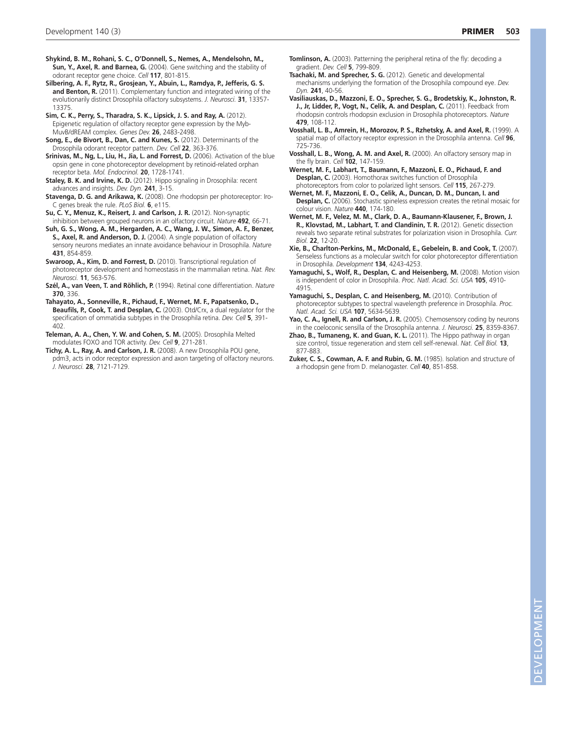**Shykind, B. M., Rohani, S. C., O'Donnell, S., Nemes, A., Mendelsohn, M., Sun, Y., Axel, R. and Barnea, G.** (2004). Gene switching and the stability of odorant receptor gene choice. *Cell* **117**, 801-815.

**Silbering, A. F., Rytz, R., Grosjean, Y., Abuin, L., Ramdya, P., Jefferis, G. S. and Benton, R.** (2011). Complementary function and integrated wiring of the evolutionarily distinct Drosophila olfactory subsystems. *J. Neurosci.* **31**, 13357-13375.

**Sim, C. K., Perry, S., Tharadra, S. K., Lipsick, J. S. and Ray, A.** (2012). Epigenetic regulation of olfactory receptor gene expression by the Myb-MuvB/dREAM complex. *Genes Dev.* **26**, 2483-2498.

**Song, E., de Bivort, B., Dan, C. and Kunes, S.** (2012). Determinants of the Drosophila odorant receptor pattern. *Dev. Cell* **22**, 363-376.

**Srinivas, M., Ng, L., Liu, H., Jia, L. and Forrest, D.** (2006). Activation of the blue opsin gene in cone photoreceptor development by retinoid-related orphan receptor beta. *Mol. Endocrinol.* **20**, 1728-1741.

**Staley, B. K. and Irvine, K. D.** (2012). Hippo signaling in Drosophila: recent advances and insights. *Dev. Dyn.* **241**, 3-15.

**Stavenga, D. G. and Arikawa, K.** (2008). One rhodopsin per photoreceptor: Iro-C genes break the rule. *PLoS Biol.* **6**, e115.

**Su, C. Y., Menuz, K., Reisert, J. and Carlson, J. R.** (2012). Non-synaptic inhibition between grouped neurons in an olfactory circuit. *Nature* **492**, 66-71.

**Suh, G. S., Wong, A. M., Hergarden, A. C., Wang, J. W., Simon, A. F., Benzer, S., Axel, R. and Anderson, D. J.** (2004). A single population of olfactory sensory neurons mediates an innate avoidance behaviour in Drosophila. *Nature* **431**, 854-859.

**Swaroop, A., Kim, D. and Forrest, D.** (2010). Transcriptional regulation of photoreceptor development and homeostasis in the mammalian retina. *Nat. Rev. Neurosci.* **11**, 563-576.

**Szél, A., van Veen, T. and Röhlich, P.** (1994). Retinal cone differentiation. *Nature* **370**, 336.

**Tahayato, A., Sonneville, R., Pichaud, F., Wernet, M. F., Papatsenko, D., Beaufils, P., Cook, T. and Desplan, C.** (2003). Otd/Crx, a dual regulator for the specification of ommatidia subtypes in the Drosophila retina. *Dev. Cell* **5**, 391-402.

**Teleman, A. A., Chen, Y. W. and Cohen, S. M.** (2005). Drosophila Melted modulates FOXO and TOR activity. *Dev. Cell* **9**, 271-281.

**Tichy, A. L., Ray, A. and Carlson, J. R.** (2008). A new Drosophila POU gene, pdm3, acts in odor receptor expression and axon targeting of olfactory neurons. *J. Neurosci.* **28**, 7121-7129.

**Tomlinson, A.** (2003). Patterning the peripheral retina of the fly: decoding a gradient. *Dev. Cell* **5**, 799-809.

**Tsachaki, M. and Sprecher, S. G.** (2012). Genetic and developmental mechanisms underlying the formation of the Drosophila compound eye. *Dev. Dyn.* **241**, 40-56.

**Vasiliauskas, D., Mazzoni, E. O., Sprecher, S. G., Brodetskiy, K., Johnston, R. J., Jr, Lidder, P., Vogt, N., Celik, A. and Desplan, C.** (2011). Feedback from rhodopsin controls rhodopsin exclusion in Drosophila photoreceptors. *Nature* **479**, 108-112.

**Vosshall, L. B., Amrein, H., Morozov, P. S., Rzhetsky, A. and Axel, R.** (1999). A spatial map of olfactory receptor expression in the Drosophila antenna. *Cell* **96**, 725-736.

**Vosshall, L. B., Wong, A. M. and Axel, R.** (2000). An olfactory sensory map in the fly brain. *Cell* **102**, 147-159.

**Wernet, M. F., Labhart, T., Baumann, F., Mazzoni, E. O., Pichaud, F. and Desplan, C.** (2003). Homothorax switches function of Drosophila photoreceptors from color to polarized light sensors. *Cell* **115**, 267-279.

**Wernet, M. F., Mazzoni, E. O., Celik, A., Duncan, D. M., Duncan, I. and Desplan, C.** (2006). Stochastic spineless expression creates the retinal mosaic for colour vision. *Nature* **440**, 174-180.

**Wernet, M. F., Velez, M. M., Clark, D. A., Baumann-Klausener, F., Brown, J. R., Klovstad, M., Labhart, T. and Clandinin, T. R.** (2012). Genetic dissection reveals two separate retinal substrates for polarization vision in Drosophila. *Curr. Biol.* **22**, 12-20.

**Xie, B., Charlton-Perkins, M., McDonald, E., Gebelein, B. and Cook, T.** (2007). Senseless functions as a molecular switch for color photoreceptor differentiation in Drosophila. *Development* **134**, 4243-4253.

**Yamaguchi, S., Wolf, R., Desplan, C. and Heisenberg, M.** (2008). Motion vision is independent of color in Drosophila. *Proc. Natl. Acad. Sci. USA* **105**, 4910-4915.

**Yamaguchi, S., Desplan, C. and Heisenberg, M.** (2010). Contribution of photoreceptor subtypes to spectral wavelength preference in Drosophila. *Proc. Natl. Acad. Sci. USA* **107**, 5634-5639.

**Yao, C. A., Ignell, R. and Carlson, J. R.** (2005). Chemosensory coding by neurons in the coeloconic sensilla of the Drosophila antenna. *J. Neurosci.* **25**, 8359-8367.

**Zhao, B., Tumaneng, K. and Guan, K. L.** (2011). The Hippo pathway in organ size control, tissue regeneration and stem cell self-renewal. *Nat. Cell Biol.* **13**, 877-883.

**Zuker, C. S., Cowman, A. F. and Rubin, G. M.** (1985). Isolation and structure of a rhodopsin gene from D. melanogaster. *Cell* **40**, 851-858.